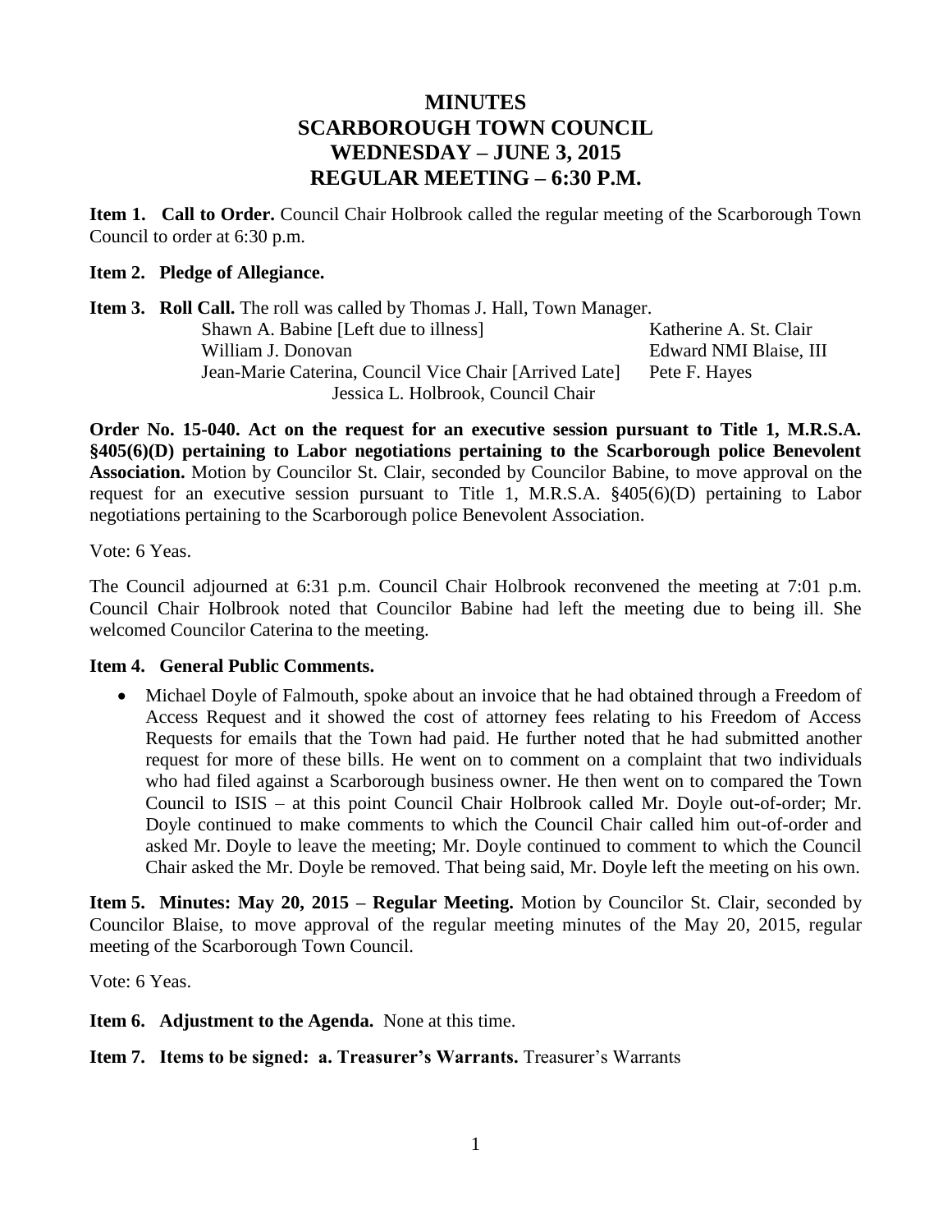# MINUTES
# SCARBOROUGH TOWN COUNCIL
# WEDNESDAY – JUNE 3, 2015
# REGULAR MEETING – 6:30 P.M.

**Item 1. Call to Order.** Council Chair Holbrook called the regular meeting of the Scarborough Town Council to order at 6:30 p.m.

**Item 2. Pledge of Allegiance.**

**Item 3. Roll Call.** The roll was called by Thomas J. Hall, Town Manager.

Shawn A. Babine [Left due to illness]
William J. Donovan
Jean-Marie Caterina, Council Vice Chair [Arrived Late]
Jessica L. Holbrook, Council Chair
Katherine A. St. Clair
Edward NMI Blaise, III
Pete F. Hayes

**Order No. 15-040. Act on the request for an executive session pursuant to Title 1, M.R.S.A. §405(6)(D) pertaining to Labor negotiations pertaining to the Scarborough police Benevolent Association.** Motion by Councilor St. Clair, seconded by Councilor Babine, to move approval on the request for an executive session pursuant to Title 1, M.R.S.A. §405(6)(D) pertaining to Labor negotiations pertaining to the Scarborough police Benevolent Association.

Vote: 6 Yeas.

The Council adjourned at 6:31 p.m. Council Chair Holbrook reconvened the meeting at 7:01 p.m. Council Chair Holbrook noted that Councilor Babine had left the meeting due to being ill. She welcomed Councilor Caterina to the meeting.

**Item 4. General Public Comments.**

- Michael Doyle of Falmouth, spoke about an invoice that he had obtained through a Freedom of Access Request and it showed the cost of attorney fees relating to his Freedom of Access Requests for emails that the Town had paid. He further noted that he had submitted another request for more of these bills. He went on to comment on a complaint that two individuals who had filed against a Scarborough business owner. He then went on to compared the Town Council to ISIS – at this point Council Chair Holbrook called Mr. Doyle out-of-order; Mr. Doyle continued to make comments to which the Council Chair called him out-of-order and asked Mr. Doyle to leave the meeting; Mr. Doyle continued to comment to which the Council Chair asked the Mr. Doyle be removed. That being said, Mr. Doyle left the meeting on his own.

**Item 5. Minutes: May 20, 2015 – Regular Meeting.** Motion by Councilor St. Clair, seconded by Councilor Blaise, to move approval of the regular meeting minutes of the May 20, 2015, regular meeting of the Scarborough Town Council.

Vote: 6 Yeas.

**Item 6. Adjustment to the Agenda.** None at this time.

**Item 7. Items to be signed: a. Treasurer's Warrants.** Treasurer's Warrants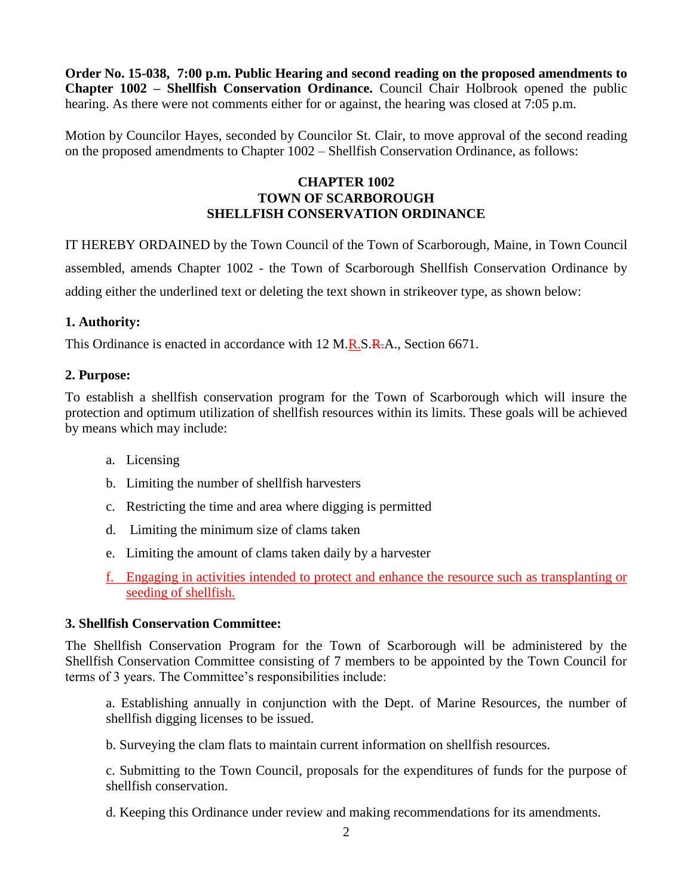**Order No. 15-038, 7:00 p.m. Public Hearing and second reading on the proposed amendments to Chapter 1002 – Shellfish Conservation Ordinance.** Council Chair Holbrook opened the public hearing. As there were not comments either for or against, the hearing was closed at 7:05 p.m.

Motion by Councilor Hayes, seconded by Councilor St. Clair, to move approval of the second reading on the proposed amendments to Chapter 1002 – Shellfish Conservation Ordinance, as follows:

**CHAPTER 1002**
**TOWN OF SCARBOROUGH**
**SHELLFISH CONSERVATION ORDINANCE**

IT HEREBY ORDAINED by the Town Council of the Town of Scarborough, Maine, in Town Council assembled, amends Chapter 1002 - the Town of Scarborough Shellfish Conservation Ordinance by adding either the underlined text or deleting the text shown in strikeover type, as shown below:

**1. Authority:**

This Ordinance is enacted in accordance with 12 M.<u>R.</u>S.~~R.~~A., Section 6671.

**2. Purpose:**

To establish a shellfish conservation program for the Town of Scarborough which will insure the protection and optimum utilization of shellfish resources within its limits. These goals will be achieved by means which may include:

a. Licensing
b. Limiting the number of shellfish harvesters
c. Restricting the time and area where digging is permitted
d. Limiting the minimum size of clams taken
e. Limiting the amount of clams taken daily by a harvester
<u>f. Engaging in activities intended to protect and enhance the resource such as transplanting or seeding of shellfish.</u>

**3. Shellfish Conservation Committee:**

The Shellfish Conservation Program for the Town of Scarborough will be administered by the Shellfish Conservation Committee consisting of 7 members to be appointed by the Town Council for terms of 3 years. The Committee's responsibilities include:

a. Establishing annually in conjunction with the Dept. of Marine Resources, the number of shellfish digging licenses to be issued.

b. Surveying the clam flats to maintain current information on shellfish resources.

c. Submitting to the Town Council, proposals for the expenditures of funds for the purpose of shellfish conservation.

d. Keeping this Ordinance under review and making recommendations for its amendments.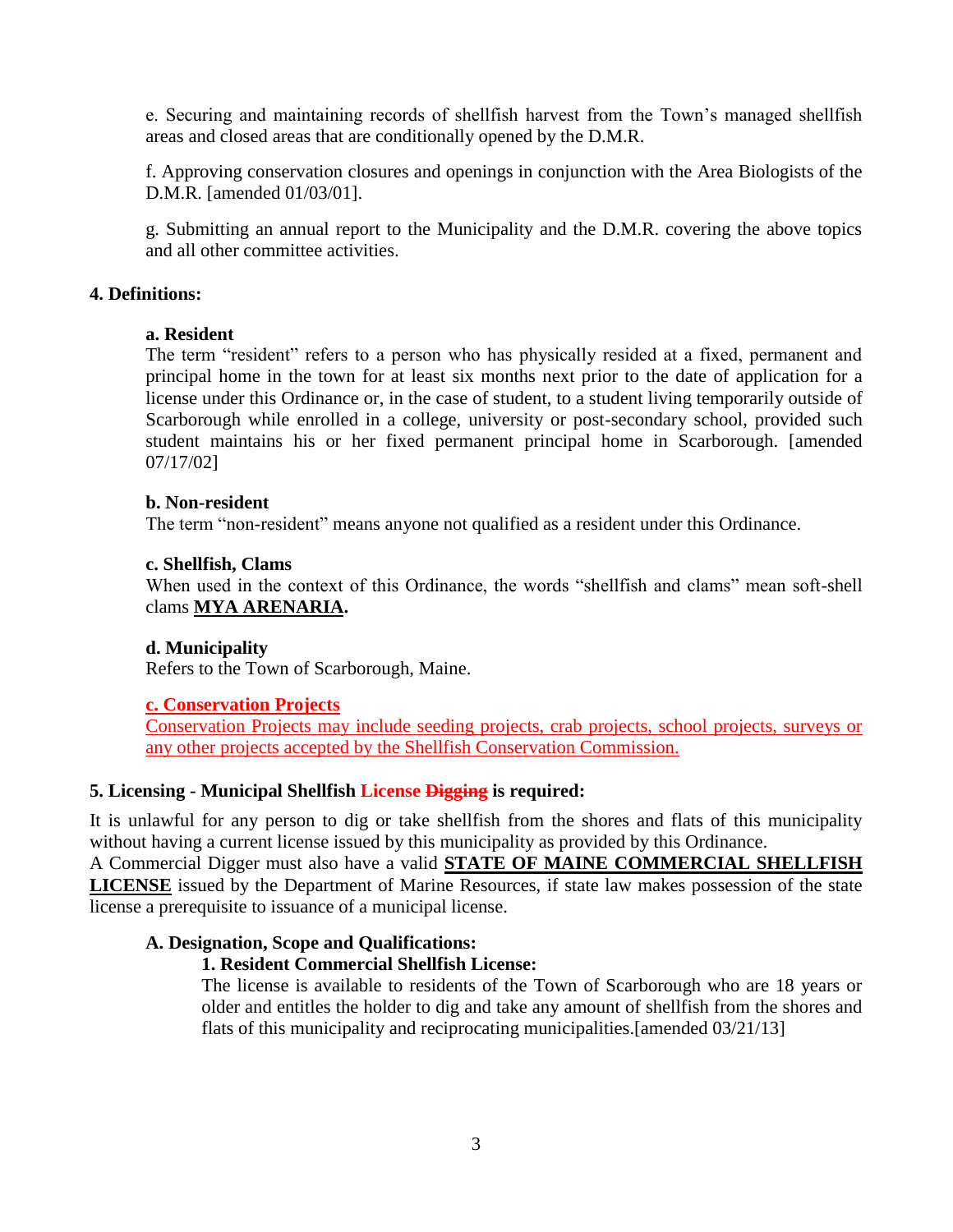e. Securing and maintaining records of shellfish harvest from the Town's managed shellfish areas and closed areas that are conditionally opened by the D.M.R.

f. Approving conservation closures and openings in conjunction with the Area Biologists of the D.M.R. [amended 01/03/01].

g. Submitting an annual report to the Municipality and the D.M.R. covering the above topics and all other committee activities.

## 4. Definitions:

**a. Resident**
The term "resident" refers to a person who has physically resided at a fixed, permanent and principal home in the town for at least six months next prior to the date of application for a license under this Ordinance or, in the case of student, to a student living temporarily outside of Scarborough while enrolled in a college, university or post-secondary school, provided such student maintains his or her fixed permanent principal home in Scarborough. [amended 07/17/02]

**b. Non-resident**
The term "non-resident" means anyone not qualified as a resident under this Ordinance.

**c. Shellfish, Clams**
When used in the context of this Ordinance, the words "shellfish and clams" mean soft-shell clams **MYA ARENARIA.**

**d. Municipality**
Refers to the Town of Scarborough, Maine.

**c. Conservation Projects**
Conservation Projects may include seeding projects, crab projects, school projects, surveys or any other projects accepted by the Shellfish Conservation Commission.

## 5. Licensing - Municipal Shellfish License ~~Digging~~ is required:

It is unlawful for any person to dig or take shellfish from the shores and flats of this municipality without having a current license issued by this municipality as provided by this Ordinance.
A Commercial Digger must also have a valid **STATE OF MAINE COMMERCIAL SHELLFISH LICENSE** issued by the Department of Marine Resources, if state law makes possession of the state license a prerequisite to issuance of a municipal license.

**A. Designation, Scope and Qualifications:**

**1. Resident Commercial Shellfish License:**
The license is available to residents of the Town of Scarborough who are 18 years or older and entitles the holder to dig and take any amount of shellfish from the shores and flats of this municipality and reciprocating municipalities.[amended 03/21/13]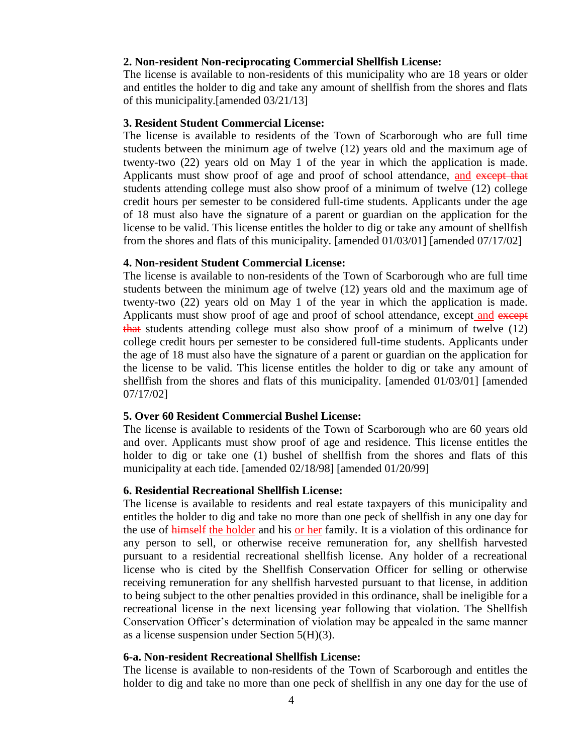**2. Non-resident Non-reciprocating Commercial Shellfish License:**
The license is available to non-residents of this municipality who are 18 years or older and entitles the holder to dig and take any amount of shellfish from the shores and flats of this municipality.[amended 03/21/13]

**3. Resident Student Commercial License:**
The license is available to residents of the Town of Scarborough who are full time students between the minimum age of twelve (12) years old and the maximum age of twenty-two (22) years old on May 1 of the year in which the application is made. Applicants must show proof of age and proof of school attendance, and ~~except that~~ students attending college must also show proof of a minimum of twelve (12) college credit hours per semester to be considered full-time students. Applicants under the age of 18 must also have the signature of a parent or guardian on the application for the license to be valid. This license entitles the holder to dig or take any amount of shellfish from the shores and flats of this municipality. [amended 01/03/01] [amended 07/17/02]

**4. Non-resident Student Commercial License:**
The license is available to non-residents of the Town of Scarborough who are full time students between the minimum age of twelve (12) years old and the maximum age of twenty-two (22) years old on May 1 of the year in which the application is made. Applicants must show proof of age and proof of school attendance, except and ~~except that~~ students attending college must also show proof of a minimum of twelve (12) college credit hours per semester to be considered full-time students. Applicants under the age of 18 must also have the signature of a parent or guardian on the application for the license to be valid. This license entitles the holder to dig or take any amount of shellfish from the shores and flats of this municipality. [amended 01/03/01] [amended 07/17/02]

**5. Over 60 Resident Commercial Bushel License:**
The license is available to residents of the Town of Scarborough who are 60 years old and over. Applicants must show proof of age and residence. This license entitles the holder to dig or take one (1) bushel of shellfish from the shores and flats of this municipality at each tide. [amended 02/18/98] [amended 01/20/99]

**6. Residential Recreational Shellfish License:**
The license is available to residents and real estate taxpayers of this municipality and entitles the holder to dig and take no more than one peck of shellfish in any one day for the use of ~~himself~~ the holder and his or her family. It is a violation of this ordinance for any person to sell, or otherwise receive remuneration for, any shellfish harvested pursuant to a residential recreational shellfish license. Any holder of a recreational license who is cited by the Shellfish Conservation Officer for selling or otherwise receiving remuneration for any shellfish harvested pursuant to that license, in addition to being subject to the other penalties provided in this ordinance, shall be ineligible for a recreational license in the next licensing year following that violation. The Shellfish Conservation Officer's determination of violation may be appealed in the same manner as a license suspension under Section 5(H)(3).

**6-a. Non-resident Recreational Shellfish License:**
The license is available to non-residents of the Town of Scarborough and entitles the holder to dig and take no more than one peck of shellfish in any one day for the use of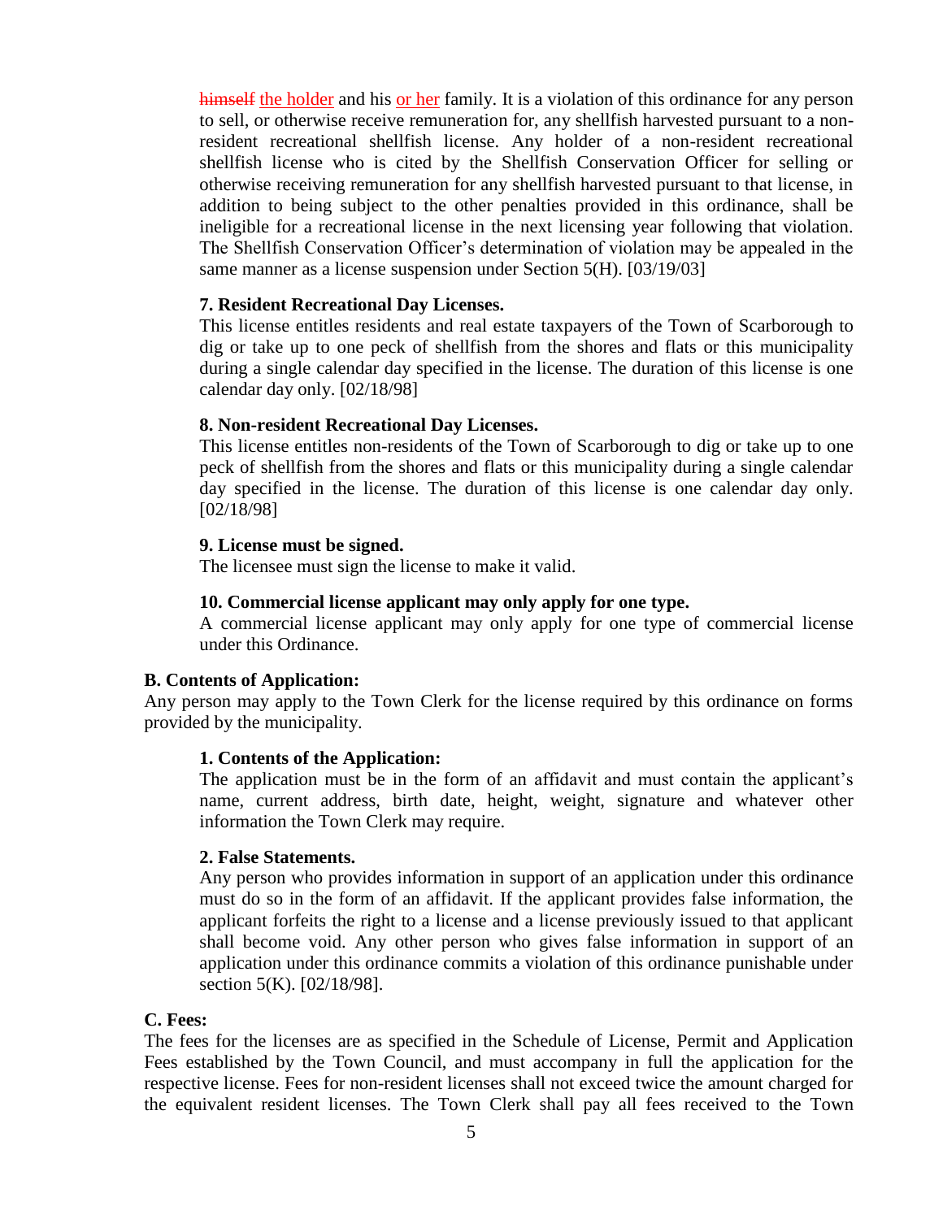~~himself~~ the holder and his or her family. It is a violation of this ordinance for any person to sell, or otherwise receive remuneration for, any shellfish harvested pursuant to a non-resident recreational shellfish license. Any holder of a non-resident recreational shellfish license who is cited by the Shellfish Conservation Officer for selling or otherwise receiving remuneration for any shellfish harvested pursuant to that license, in addition to being subject to the other penalties provided in this ordinance, shall be ineligible for a recreational license in the next licensing year following that violation. The Shellfish Conservation Officer's determination of violation may be appealed in the same manner as a license suspension under Section 5(H). [03/19/03]

**7. Resident Recreational Day Licenses.**
This license entitles residents and real estate taxpayers of the Town of Scarborough to dig or take up to one peck of shellfish from the shores and flats or this municipality during a single calendar day specified in the license. The duration of this license is one calendar day only. [02/18/98]

**8. Non-resident Recreational Day Licenses.**
This license entitles non-residents of the Town of Scarborough to dig or take up to one peck of shellfish from the shores and flats or this municipality during a single calendar day specified in the license. The duration of this license is one calendar day only. [02/18/98]

**9. License must be signed.**
The licensee must sign the license to make it valid.

**10. Commercial license applicant may only apply for one type.**
A commercial license applicant may only apply for one type of commercial license under this Ordinance.

**B. Contents of Application:**
Any person may apply to the Town Clerk for the license required by this ordinance on forms provided by the municipality.

**1. Contents of the Application:**
The application must be in the form of an affidavit and must contain the applicant's name, current address, birth date, height, weight, signature and whatever other information the Town Clerk may require.

**2. False Statements.**
Any person who provides information in support of an application under this ordinance must do so in the form of an affidavit. If the applicant provides false information, the applicant forfeits the right to a license and a license previously issued to that applicant shall become void. Any other person who gives false information in support of an application under this ordinance commits a violation of this ordinance punishable under section 5(K). [02/18/98].

**C. Fees:**
The fees for the licenses are as specified in the Schedule of License, Permit and Application Fees established by the Town Council, and must accompany in full the application for the respective license. Fees for non-resident licenses shall not exceed twice the amount charged for the equivalent resident licenses. The Town Clerk shall pay all fees received to the Town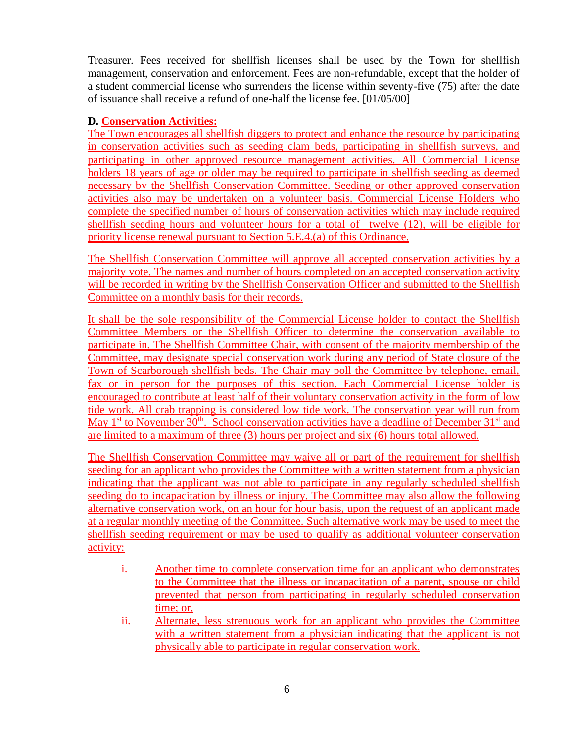Treasurer. Fees received for shellfish licenses shall be used by the Town for shellfish management, conservation and enforcement. Fees are non-refundable, except that the holder of a student commercial license who surrenders the license within seventy-five (75) after the date of issuance shall receive a refund of one-half the license fee. [01/05/00]

**D. Conservation Activities:**

The Town encourages all shellfish diggers to protect and enhance the resource by participating in conservation activities such as seeding clam beds, participating in shellfish surveys, and participating in other approved resource management activities. All Commercial License holders 18 years of age or older may be required to participate in shellfish seeding as deemed necessary by the Shellfish Conservation Committee. Seeding or other approved conservation activities also may be undertaken on a volunteer basis. Commercial License Holders who complete the specified number of hours of conservation activities which may include required shellfish seeding hours and volunteer hours for a total of twelve (12), will be eligible for priority license renewal pursuant to Section 5.E.4.(a) of this Ordinance.

The Shellfish Conservation Committee will approve all accepted conservation activities by a majority vote. The names and number of hours completed on an accepted conservation activity will be recorded in writing by the Shellfish Conservation Officer and submitted to the Shellfish Committee on a monthly basis for their records.

It shall be the sole responsibility of the Commercial License holder to contact the Shellfish Committee Members or the Shellfish Officer to determine the conservation available to participate in. The Shellfish Committee Chair, with consent of the majority membership of the Committee, may designate special conservation work during any period of State closure of the Town of Scarborough shellfish beds. The Chair may poll the Committee by telephone, email, fax or in person for the purposes of this section. Each Commercial License holder is encouraged to contribute at least half of their voluntary conservation activity in the form of low tide work. All crab trapping is considered low tide work. The conservation year will run from May 1st to November 30th. School conservation activities have a deadline of December 31st and are limited to a maximum of three (3) hours per project and six (6) hours total allowed.

The Shellfish Conservation Committee may waive all or part of the requirement for shellfish seeding for an applicant who provides the Committee with a written statement from a physician indicating that the applicant was not able to participate in any regularly scheduled shellfish seeding do to incapacitation by illness or injury. The Committee may also allow the following alternative conservation work, on an hour for hour basis, upon the request of an applicant made at a regular monthly meeting of the Committee. Such alternative work may be used to meet the shellfish seeding requirement or may be used to qualify as additional volunteer conservation activity:

i. Another time to complete conservation time for an applicant who demonstrates to the Committee that the illness or incapacitation of a parent, spouse or child prevented that person from participating in regularly scheduled conservation time; or,

ii. Alternate, less strenuous work for an applicant who provides the Committee with a written statement from a physician indicating that the applicant is not physically able to participate in regular conservation work.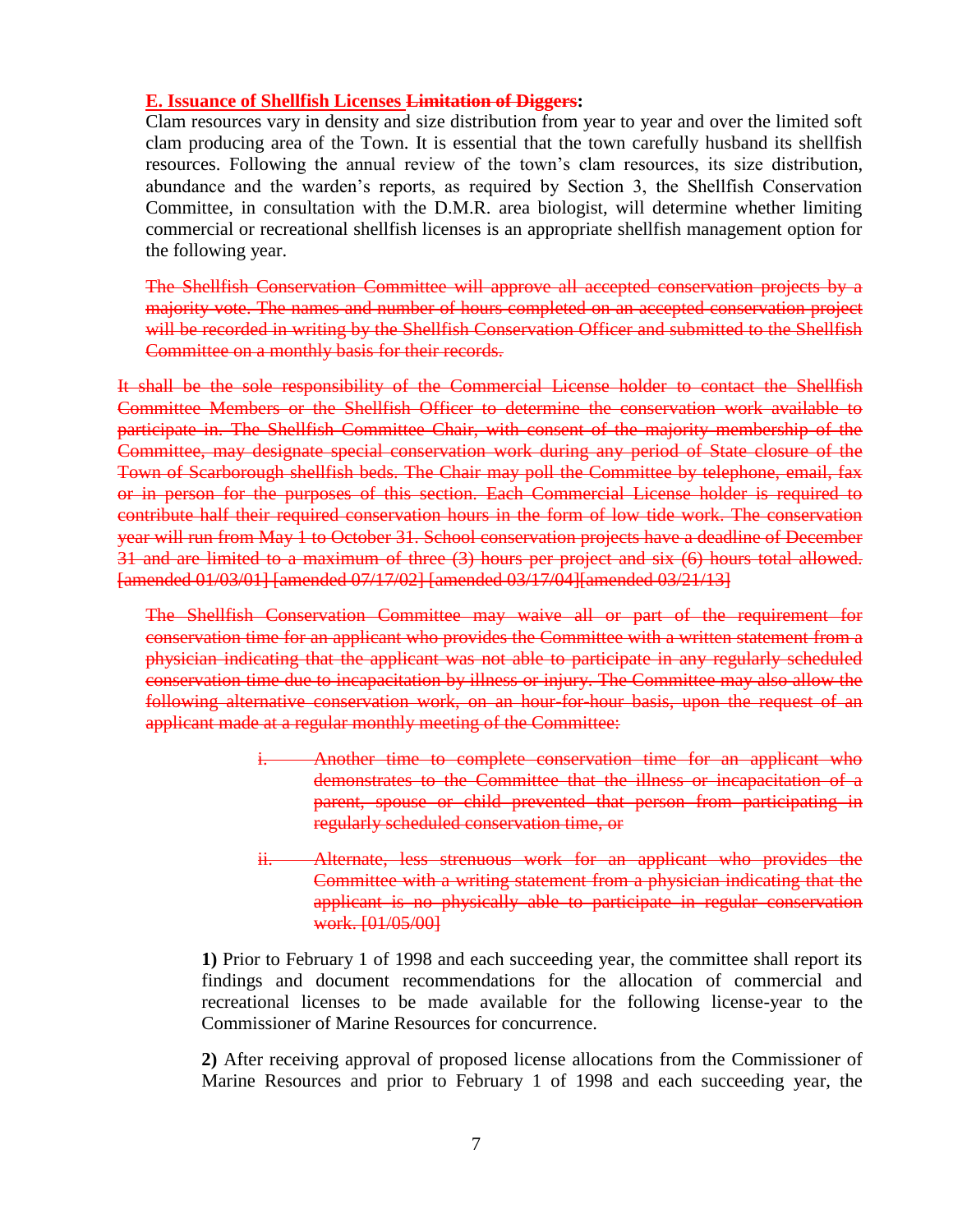**E. Issuance of Shellfish Licenses ~~Limitation of Diggers~~:**

Clam resources vary in density and size distribution from year to year and over the limited soft clam producing area of the Town. It is essential that the town carefully husband its shellfish resources. Following the annual review of the town's clam resources, its size distribution, abundance and the warden's reports, as required by Section 3, the Shellfish Conservation Committee, in consultation with the D.M.R. area biologist, will determine whether limiting commercial or recreational shellfish licenses is an appropriate shellfish management option for the following year.

~~The Shellfish Conservation Committee will approve all accepted conservation projects by a majority vote. The names and number of hours completed on an accepted conservation project will be recorded in writing by the Shellfish Conservation Officer and submitted to the Shellfish Committee on a monthly basis for their records.~~

~~It shall be the sole responsibility of the Commercial License holder to contact the Shellfish Committee Members or the Shellfish Officer to determine the conservation work available to participate in. The Shellfish Committee Chair, with consent of the majority membership of the Committee, may designate special conservation work during any period of State closure of the Town of Scarborough shellfish beds. The Chair may poll the Committee by telephone, email, fax or in person for the purposes of this section. Each Commercial License holder is required to contribute half their required conservation hours in the form of low tide work. The conservation year will run from May 1 to October 31. School conservation projects have a deadline of December 31 and are limited to a maximum of three (3) hours per project and six (6) hours total allowed. [amended 01/03/01] [amended 07/17/02] [amended 03/17/04][amended 03/21/13]~~

~~The Shellfish Conservation Committee may waive all or part of the requirement for conservation time for an applicant who provides the Committee with a written statement from a physician indicating that the applicant was not able to participate in any regularly scheduled conservation time due to incapacitation by illness or injury. The Committee may also allow the following alternative conservation work, on an hour-for-hour basis, upon the request of an applicant made at a regular monthly meeting of the Committee:~~

~~i. Another time to complete conservation time for an applicant who demonstrates to the Committee that the illness or incapacitation of a parent, spouse or child prevented that person from participating in regularly scheduled conservation time, or~~

~~ii. Alternate, less strenuous work for an applicant who provides the Committee with a writing statement from a physician indicating that the applicant is no physically able to participate in regular conservation work. [01/05/00]~~

**1)** Prior to February 1 of 1998 and each succeeding year, the committee shall report its findings and document recommendations for the allocation of commercial and recreational licenses to be made available for the following license-year to the Commissioner of Marine Resources for concurrence.

**2)** After receiving approval of proposed license allocations from the Commissioner of Marine Resources and prior to February 1 of 1998 and each succeeding year, the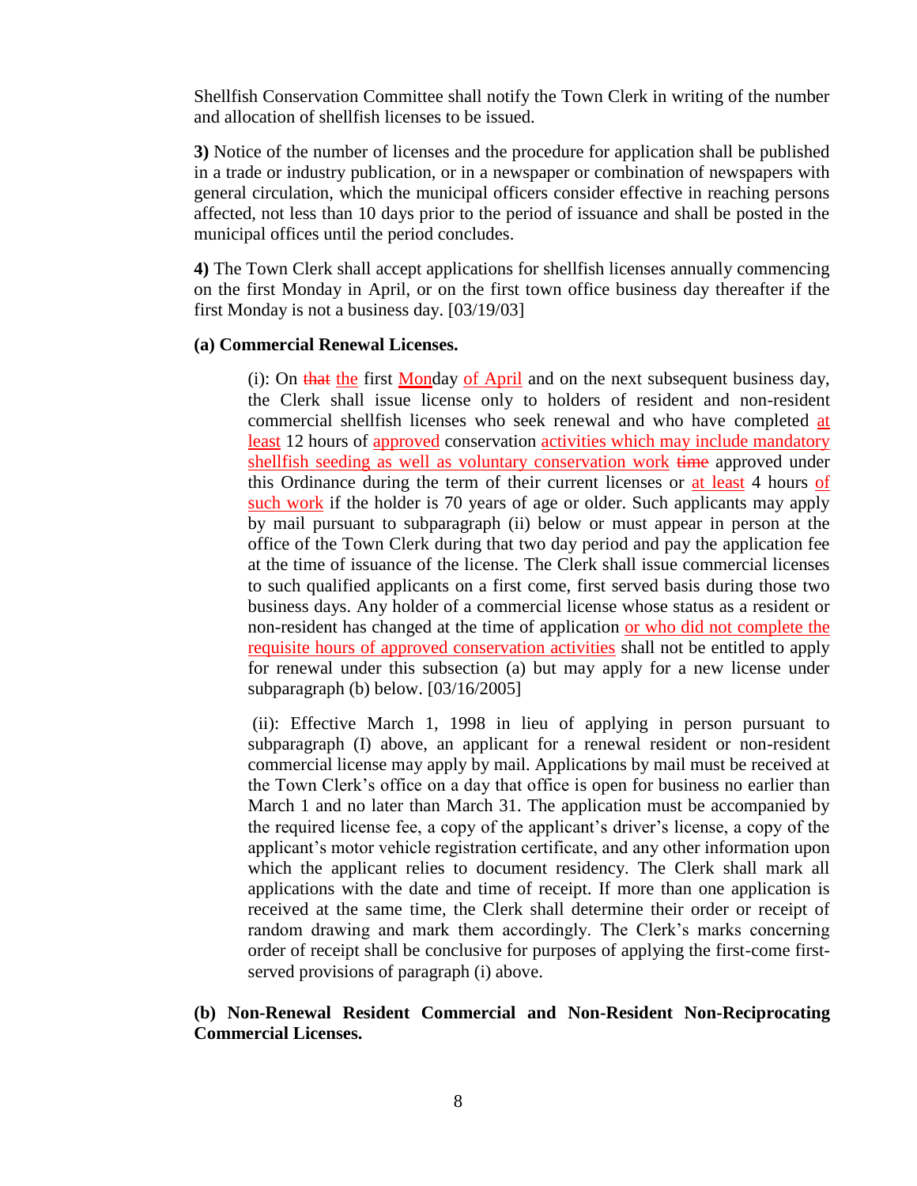Shellfish Conservation Committee shall notify the Town Clerk in writing of the number and allocation of shellfish licenses to be issued.

**3)** Notice of the number of licenses and the procedure for application shall be published in a trade or industry publication, or in a newspaper or combination of newspapers with general circulation, which the municipal officers consider effective in reaching persons affected, not less than 10 days prior to the period of issuance and shall be posted in the municipal offices until the period concludes.

**4)** The Town Clerk shall accept applications for shellfish licenses annually commencing on the first Monday in April, or on the first town office business day thereafter if the first Monday is not a business day. [03/19/03]

**(a) Commercial Renewal Licenses.**

(i): On ~~that~~ the first Monday of April and on the next subsequent business day, the Clerk shall issue license only to holders of resident and non-resident commercial shellfish licenses who seek renewal and who have completed at least 12 hours of approved conservation activities which may include mandatory shellfish seeding as well as voluntary conservation work ~~time~~ approved under this Ordinance during the term of their current licenses or at least 4 hours of such work if the holder is 70 years of age or older. Such applicants may apply by mail pursuant to subparagraph (ii) below or must appear in person at the office of the Town Clerk during that two day period and pay the application fee at the time of issuance of the license. The Clerk shall issue commercial licenses to such qualified applicants on a first come, first served basis during those two business days. Any holder of a commercial license whose status as a resident or non-resident has changed at the time of application or who did not complete the requisite hours of approved conservation activities shall not be entitled to apply for renewal under this subsection (a) but may apply for a new license under subparagraph (b) below. [03/16/2005]

(ii): Effective March 1, 1998 in lieu of applying in person pursuant to subparagraph (I) above, an applicant for a renewal resident or non-resident commercial license may apply by mail. Applications by mail must be received at the Town Clerk's office on a day that office is open for business no earlier than March 1 and no later than March 31. The application must be accompanied by the required license fee, a copy of the applicant's driver's license, a copy of the applicant's motor vehicle registration certificate, and any other information upon which the applicant relies to document residency. The Clerk shall mark all applications with the date and time of receipt. If more than one application is received at the same time, the Clerk shall determine their order or receipt of random drawing and mark them accordingly. The Clerk's marks concerning order of receipt shall be conclusive for purposes of applying the first-come first-served provisions of paragraph (i) above.

**(b) Non-Renewal Resident Commercial and Non-Resident Non-Reciprocating Commercial Licenses.**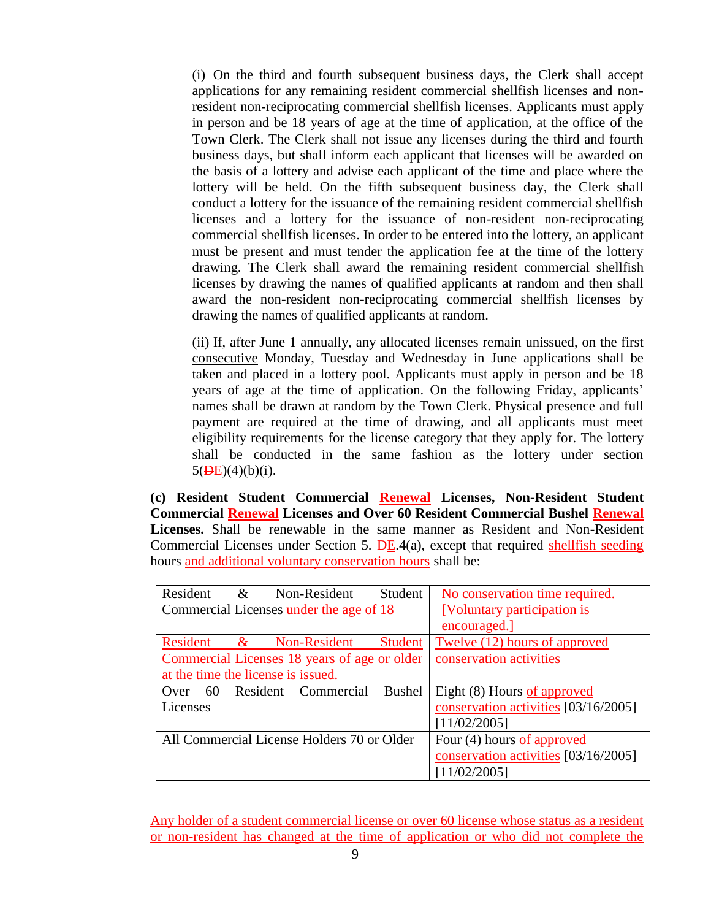(i) On the third and fourth subsequent business days, the Clerk shall accept applications for any remaining resident commercial shellfish licenses and non-resident non-reciprocating commercial shellfish licenses. Applicants must apply in person and be 18 years of age at the time of application, at the office of the Town Clerk. The Clerk shall not issue any licenses during the third and fourth business days, but shall inform each applicant that licenses will be awarded on the basis of a lottery and advise each applicant of the time and place where the lottery will be held. On the fifth subsequent business day, the Clerk shall conduct a lottery for the issuance of the remaining resident commercial shellfish licenses and a lottery for the issuance of non-resident non-reciprocating commercial shellfish licenses. In order to be entered into the lottery, an applicant must be present and must tender the application fee at the time of the lottery drawing. The Clerk shall award the remaining resident commercial shellfish licenses by drawing the names of qualified applicants at random and then shall award the non-resident non-reciprocating commercial shellfish licenses by drawing the names of qualified applicants at random.

(ii) If, after June 1 annually, any allocated licenses remain unissued, on the first consecutive Monday, Tuesday and Wednesday in June applications shall be taken and placed in a lottery pool. Applicants must apply in person and be 18 years of age at the time of application. On the following Friday, applicants' names shall be drawn at random by the Town Clerk. Physical presence and full payment are required at the time of drawing, and all applicants must meet eligibility requirements for the license category that they apply for. The lottery shall be conducted in the same fashion as the lottery under section 5(~~D~~E)(4)(b)(i).

**(c) Resident Student Commercial Renewal Licenses, Non-Resident Student Commercial Renewal Licenses and Over 60 Resident Commercial Bushel Renewal Licenses.** Shall be renewable in the same manner as Resident and Non-Resident Commercial Licenses under Section 5.~~D~~E.4(a), except that required shellfish seeding hours and additional voluntary conservation hours shall be:

| | |
|---|---|
| Resident & Non-Resident Student Commercial Licenses under the age of 18 | No conservation time required. [Voluntary participation is encouraged.] |
| Resident & Non-Resident Student Commercial Licenses 18 years of age or older at the time the license is issued. | Twelve (12) hours of approved conservation activities |
| Over 60 Resident Commercial Bushel Licenses | Eight (8) Hours of approved conservation activities [03/16/2005] [11/02/2005] |
| All Commercial License Holders 70 or Older | Four (4) hours of approved conservation activities [03/16/2005] [11/02/2005] |

Any holder of a student commercial license or over 60 license whose status as a resident or non-resident has changed at the time of application or who did not complete the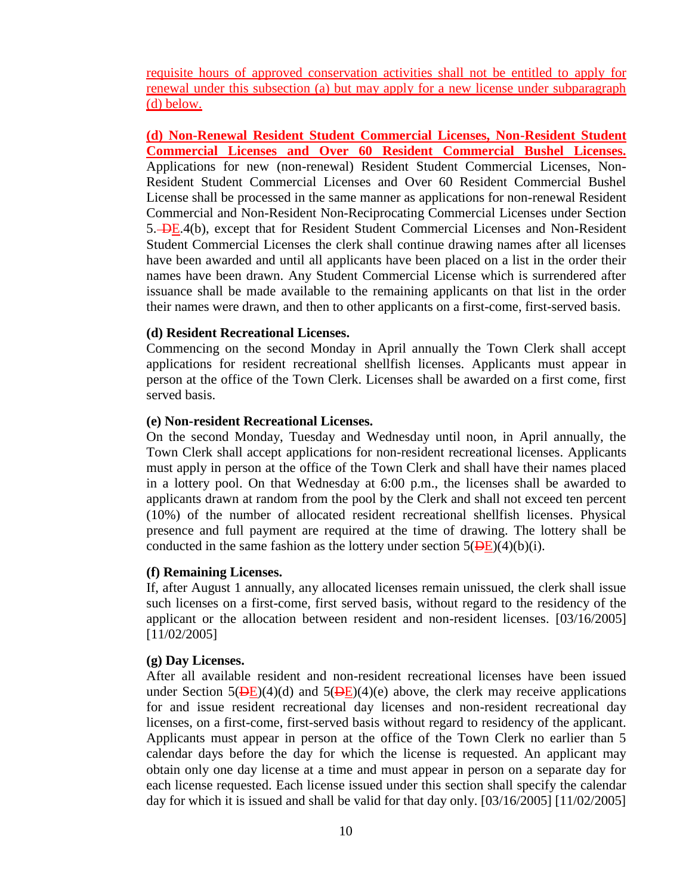requisite hours of approved conservation activities shall not be entitled to apply for renewal under this subsection (a) but may apply for a new license under subparagraph (d) below.

**(d) Non-Renewal Resident Student Commercial Licenses, Non-Resident Student Commercial Licenses and Over 60 Resident Commercial Bushel Licenses.** Applications for new (non-renewal) Resident Student Commercial Licenses, Non-Resident Student Commercial Licenses and Over 60 Resident Commercial Bushel License shall be processed in the same manner as applications for non-renewal Resident Commercial and Non-Resident Non-Reciprocating Commercial Licenses under Section 5. ~~D~~E.4(b), except that for Resident Student Commercial Licenses and Non-Resident Student Commercial Licenses the clerk shall continue drawing names after all licenses have been awarded and until all applicants have been placed on a list in the order their names have been drawn. Any Student Commercial License which is surrendered after issuance shall be made available to the remaining applicants on that list in the order their names were drawn, and then to other applicants on a first-come, first-served basis.

**(d) Resident Recreational Licenses.**
Commencing on the second Monday in April annually the Town Clerk shall accept applications for resident recreational shellfish licenses. Applicants must appear in person at the office of the Town Clerk. Licenses shall be awarded on a first come, first served basis.

**(e) Non-resident Recreational Licenses.**
On the second Monday, Tuesday and Wednesday until noon, in April annually, the Town Clerk shall accept applications for non-resident recreational licenses. Applicants must apply in person at the office of the Town Clerk and shall have their names placed in a lottery pool. On that Wednesday at 6:00 p.m., the licenses shall be awarded to applicants drawn at random from the pool by the Clerk and shall not exceed ten percent (10%) of the number of allocated resident recreational shellfish licenses. Physical presence and full payment are required at the time of drawing. The lottery shall be conducted in the same fashion as the lottery under section 5(~~D~~E)(4)(b)(i).

**(f) Remaining Licenses.**
If, after August 1 annually, any allocated licenses remain unissued, the clerk shall issue such licenses on a first-come, first served basis, without regard to the residency of the applicant or the allocation between resident and non-resident licenses. [03/16/2005] [11/02/2005]

**(g) Day Licenses.**
After all available resident and non-resident recreational licenses have been issued under Section 5(~~D~~E)(4)(d) and 5(~~D~~E)(4)(e) above, the clerk may receive applications for and issue resident recreational day licenses and non-resident recreational day licenses, on a first-come, first-served basis without regard to residency of the applicant. Applicants must appear in person at the office of the Town Clerk no earlier than 5 calendar days before the day for which the license is requested. An applicant may obtain only one day license at a time and must appear in person on a separate day for each license requested. Each license issued under this section shall specify the calendar day for which it is issued and shall be valid for that day only. [03/16/2005] [11/02/2005]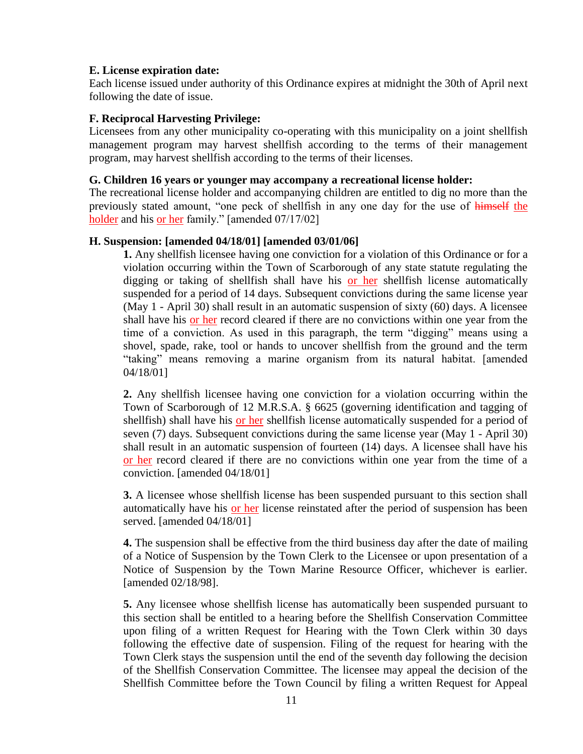### E. License expiration date:

Each license issued under authority of this Ordinance expires at midnight the 30th of April next following the date of issue.

### F. Reciprocal Harvesting Privilege:

Licensees from any other municipality co-operating with this municipality on a joint shellfish management program may harvest shellfish according to the terms of their management program, may harvest shellfish according to the terms of their licenses.

### G. Children 16 years or younger may accompany a recreational license holder:

The recreational license holder and accompanying children are entitled to dig no more than the previously stated amount, "one peck of shellfish in any one day for the use of ~~himself~~ the holder and his or her family." [amended 07/17/02]

### H. Suspension: [amended 04/18/01] [amended 03/01/06]

**1.** Any shellfish licensee having one conviction for a violation of this Ordinance or for a violation occurring within the Town of Scarborough of any state statute regulating the digging or taking of shellfish shall have his or her shellfish license automatically suspended for a period of 14 days. Subsequent convictions during the same license year (May 1 - April 30) shall result in an automatic suspension of sixty (60) days. A licensee shall have his or her record cleared if there are no convictions within one year from the time of a conviction. As used in this paragraph, the term "digging" means using a shovel, spade, rake, tool or hands to uncover shellfish from the ground and the term "taking" means removing a marine organism from its natural habitat. [amended 04/18/01]

**2.** Any shellfish licensee having one conviction for a violation occurring within the Town of Scarborough of 12 M.R.S.A. § 6625 (governing identification and tagging of shellfish) shall have his or her shellfish license automatically suspended for a period of seven (7) days. Subsequent convictions during the same license year (May 1 - April 30) shall result in an automatic suspension of fourteen (14) days. A licensee shall have his or her record cleared if there are no convictions within one year from the time of a conviction. [amended 04/18/01]

**3.** A licensee whose shellfish license has been suspended pursuant to this section shall automatically have his or her license reinstated after the period of suspension has been served. [amended 04/18/01]

**4.** The suspension shall be effective from the third business day after the date of mailing of a Notice of Suspension by the Town Clerk to the Licensee or upon presentation of a Notice of Suspension by the Town Marine Resource Officer, whichever is earlier. [amended 02/18/98].

**5.** Any licensee whose shellfish license has automatically been suspended pursuant to this section shall be entitled to a hearing before the Shellfish Conservation Committee upon filing of a written Request for Hearing with the Town Clerk within 30 days following the effective date of suspension. Filing of the request for hearing with the Town Clerk stays the suspension until the end of the seventh day following the decision of the Shellfish Conservation Committee. The licensee may appeal the decision of the Shellfish Committee before the Town Council by filing a written Request for Appeal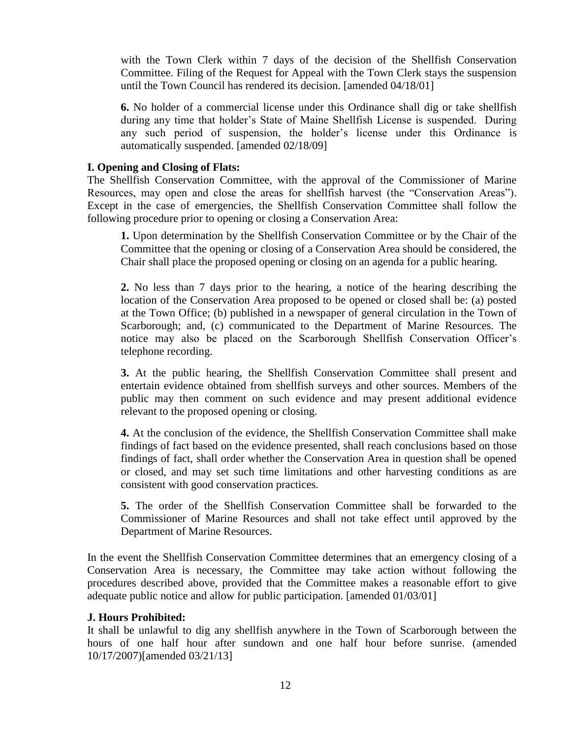with the Town Clerk within 7 days of the decision of the Shellfish Conservation Committee. Filing of the Request for Appeal with the Town Clerk stays the suspension until the Town Council has rendered its decision. [amended 04/18/01]

**6.** No holder of a commercial license under this Ordinance shall dig or take shellfish during any time that holder's State of Maine Shellfish License is suspended. During any such period of suspension, the holder's license under this Ordinance is automatically suspended. [amended 02/18/09]

**I. Opening and Closing of Flats:**

The Shellfish Conservation Committee, with the approval of the Commissioner of Marine Resources, may open and close the areas for shellfish harvest (the "Conservation Areas"). Except in the case of emergencies, the Shellfish Conservation Committee shall follow the following procedure prior to opening or closing a Conservation Area:

**1.** Upon determination by the Shellfish Conservation Committee or by the Chair of the Committee that the opening or closing of a Conservation Area should be considered, the Chair shall place the proposed opening or closing on an agenda for a public hearing.

**2.** No less than 7 days prior to the hearing, a notice of the hearing describing the location of the Conservation Area proposed to be opened or closed shall be: (a) posted at the Town Office; (b) published in a newspaper of general circulation in the Town of Scarborough; and, (c) communicated to the Department of Marine Resources. The notice may also be placed on the Scarborough Shellfish Conservation Officer's telephone recording.

**3.** At the public hearing, the Shellfish Conservation Committee shall present and entertain evidence obtained from shellfish surveys and other sources. Members of the public may then comment on such evidence and may present additional evidence relevant to the proposed opening or closing.

**4.** At the conclusion of the evidence, the Shellfish Conservation Committee shall make findings of fact based on the evidence presented, shall reach conclusions based on those findings of fact, shall order whether the Conservation Area in question shall be opened or closed, and may set such time limitations and other harvesting conditions as are consistent with good conservation practices.

**5.** The order of the Shellfish Conservation Committee shall be forwarded to the Commissioner of Marine Resources and shall not take effect until approved by the Department of Marine Resources.

In the event the Shellfish Conservation Committee determines that an emergency closing of a Conservation Area is necessary, the Committee may take action without following the procedures described above, provided that the Committee makes a reasonable effort to give adequate public notice and allow for public participation. [amended 01/03/01]

**J. Hours Prohibited:**

It shall be unlawful to dig any shellfish anywhere in the Town of Scarborough between the hours of one half hour after sundown and one half hour before sunrise. (amended 10/17/2007)[amended 03/21/13]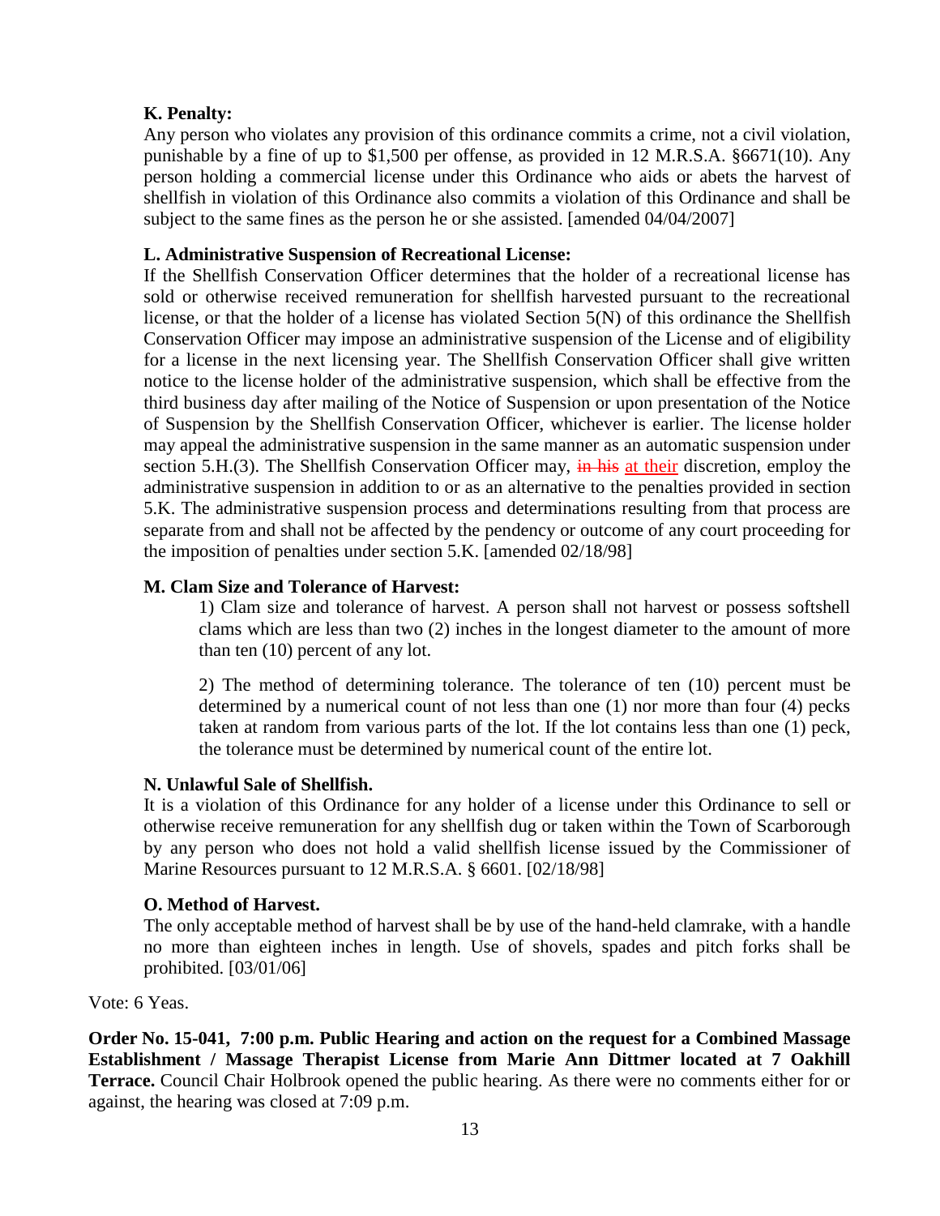**K. Penalty:**
Any person who violates any provision of this ordinance commits a crime, not a civil violation, punishable by a fine of up to $1,500 per offense, as provided in 12 M.R.S.A. §6671(10). Any person holding a commercial license under this Ordinance who aids or abets the harvest of shellfish in violation of this Ordinance also commits a violation of this Ordinance and shall be subject to the same fines as the person he or she assisted. [amended 04/04/2007]

**L. Administrative Suspension of Recreational License:**
If the Shellfish Conservation Officer determines that the holder of a recreational license has sold or otherwise received remuneration for shellfish harvested pursuant to the recreational license, or that the holder of a license has violated Section 5(N) of this ordinance the Shellfish Conservation Officer may impose an administrative suspension of the License and of eligibility for a license in the next licensing year. The Shellfish Conservation Officer shall give written notice to the license holder of the administrative suspension, which shall be effective from the third business day after mailing of the Notice of Suspension or upon presentation of the Notice of Suspension by the Shellfish Conservation Officer, whichever is earlier. The license holder may appeal the administrative suspension in the same manner as an automatic suspension under section 5.H.(3). The Shellfish Conservation Officer may, ~~in his~~ at their discretion, employ the administrative suspension in addition to or as an alternative to the penalties provided in section 5.K. The administrative suspension process and determinations resulting from that process are separate from and shall not be affected by the pendency or outcome of any court proceeding for the imposition of penalties under section 5.K. [amended 02/18/98]

**M. Clam Size and Tolerance of Harvest:**

1) Clam size and tolerance of harvest. A person shall not harvest or possess softshell clams which are less than two (2) inches in the longest diameter to the amount of more than ten (10) percent of any lot.

2) The method of determining tolerance. The tolerance of ten (10) percent must be determined by a numerical count of not less than one (1) nor more than four (4) pecks taken at random from various parts of the lot. If the lot contains less than one (1) peck, the tolerance must be determined by numerical count of the entire lot.

**N. Unlawful Sale of Shellfish.**
It is a violation of this Ordinance for any holder of a license under this Ordinance to sell or otherwise receive remuneration for any shellfish dug or taken within the Town of Scarborough by any person who does not hold a valid shellfish license issued by the Commissioner of Marine Resources pursuant to 12 M.R.S.A. § 6601. [02/18/98]

**O. Method of Harvest.**
The only acceptable method of harvest shall be by use of the hand-held clamrake, with a handle no more than eighteen inches in length. Use of shovels, spades and pitch forks shall be prohibited. [03/01/06]

Vote: 6 Yeas.

**Order No. 15-041, 7:00 p.m. Public Hearing and action on the request for a Combined Massage Establishment / Massage Therapist License from Marie Ann Dittmer located at 7 Oakhill Terrace.** Council Chair Holbrook opened the public hearing. As there were no comments either for or against, the hearing was closed at 7:09 p.m.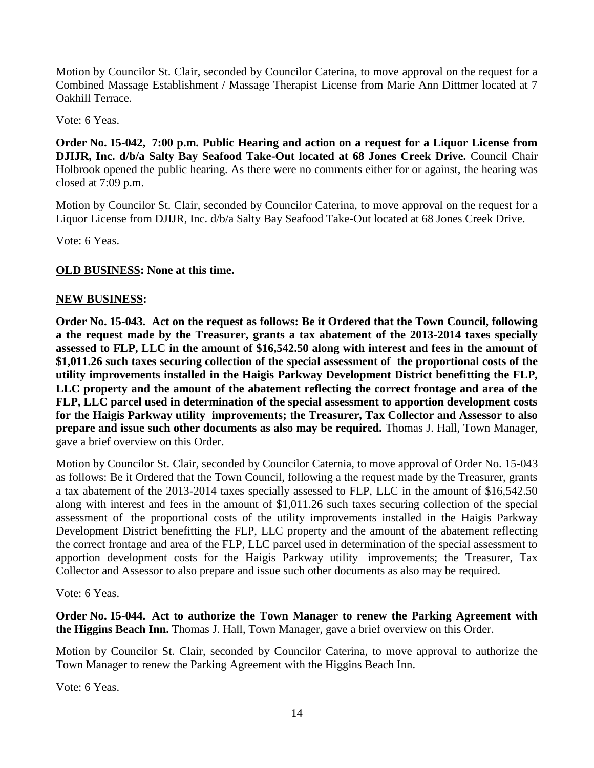Motion by Councilor St. Clair, seconded by Councilor Caterina, to move approval on the request for a Combined Massage Establishment / Massage Therapist License from Marie Ann Dittmer located at 7 Oakhill Terrace.

Vote: 6 Yeas.

**Order No. 15-042, 7:00 p.m. Public Hearing and action on a request for a Liquor License from DJIJR, Inc. d/b/a Salty Bay Seafood Take-Out located at 68 Jones Creek Drive.** Council Chair Holbrook opened the public hearing. As there were no comments either for or against, the hearing was closed at 7:09 p.m.

Motion by Councilor St. Clair, seconded by Councilor Caterina, to move approval on the request for a Liquor License from DJIJR, Inc. d/b/a Salty Bay Seafood Take-Out located at 68 Jones Creek Drive.

Vote: 6 Yeas.

**<u>OLD BUSINESS</u>: None at this time.**

**<u>NEW BUSINESS</u>:**

**Order No. 15-043. Act on the request as follows: Be it Ordered that the Town Council, following a the request made by the Treasurer, grants a tax abatement of the 2013-2014 taxes specially assessed to FLP, LLC in the amount of $16,542.50 along with interest and fees in the amount of $1,011.26 such taxes securing collection of the special assessment of the proportional costs of the utility improvements installed in the Haigis Parkway Development District benefitting the FLP, LLC property and the amount of the abatement reflecting the correct frontage and area of the FLP, LLC parcel used in determination of the special assessment to apportion development costs for the Haigis Parkway utility improvements; the Treasurer, Tax Collector and Assessor to also prepare and issue such other documents as also may be required.** Thomas J. Hall, Town Manager, gave a brief overview on this Order.

Motion by Councilor St. Clair, seconded by Councilor Caternia, to move approval of Order No. 15-043 as follows: Be it Ordered that the Town Council, following a the request made by the Treasurer, grants a tax abatement of the 2013-2014 taxes specially assessed to FLP, LLC in the amount of $16,542.50 along with interest and fees in the amount of $1,011.26 such taxes securing collection of the special assessment of the proportional costs of the utility improvements installed in the Haigis Parkway Development District benefitting the FLP, LLC property and the amount of the abatement reflecting the correct frontage and area of the FLP, LLC parcel used in determination of the special assessment to apportion development costs for the Haigis Parkway utility improvements; the Treasurer, Tax Collector and Assessor to also prepare and issue such other documents as also may be required.

Vote: 6 Yeas.

**Order No. 15-044. Act to authorize the Town Manager to renew the Parking Agreement with the Higgins Beach Inn.** Thomas J. Hall, Town Manager, gave a brief overview on this Order.

Motion by Councilor St. Clair, seconded by Councilor Caterina, to move approval to authorize the Town Manager to renew the Parking Agreement with the Higgins Beach Inn.

Vote: 6 Yeas.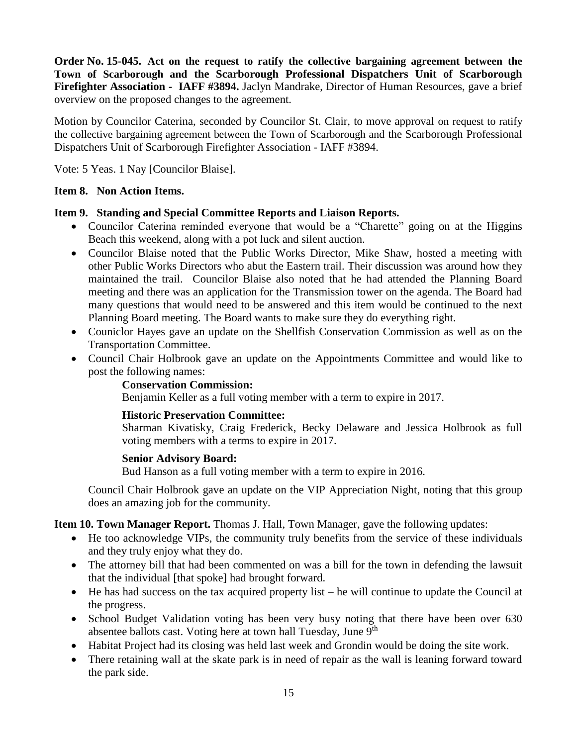**Order No. 15-045. Act on the request to ratify the collective bargaining agreement between the Town of Scarborough and the Scarborough Professional Dispatchers Unit of Scarborough Firefighter Association - IAFF #3894.** Jaclyn Mandrake, Director of Human Resources, gave a brief overview on the proposed changes to the agreement.

Motion by Councilor Caterina, seconded by Councilor St. Clair, to move approval on request to ratify the collective bargaining agreement between the Town of Scarborough and the Scarborough Professional Dispatchers Unit of Scarborough Firefighter Association - IAFF #3894.

Vote: 5 Yeas. 1 Nay [Councilor Blaise].

**Item 8. Non Action Items.**

**Item 9. Standing and Special Committee Reports and Liaison Reports.**

- Councilor Caterina reminded everyone that would be a "Charette" going on at the Higgins Beach this weekend, along with a pot luck and silent auction.
- Councilor Blaise noted that the Public Works Director, Mike Shaw, hosted a meeting with other Public Works Directors who abut the Eastern trail. Their discussion was around how they maintained the trail. Councilor Blaise also noted that he had attended the Planning Board meeting and there was an application for the Transmission tower on the agenda. The Board had many questions that would need to be answered and this item would be continued to the next Planning Board meeting. The Board wants to make sure they do everything right.
- Couniclor Hayes gave an update on the Shellfish Conservation Commission as well as on the Transportation Committee.
- Council Chair Holbrook gave an update on the Appointments Committee and would like to post the following names:

  **Conservation Commission:**
  Benjamin Keller as a full voting member with a term to expire in 2017.

  **Historic Preservation Committee:**
  Sharman Kivatisky, Craig Frederick, Becky Delaware and Jessica Holbrook as full voting members with a terms to expire in 2017.

  **Senior Advisory Board:**
  Bud Hanson as a full voting member with a term to expire in 2016.

  Council Chair Holbrook gave an update on the VIP Appreciation Night, noting that this group does an amazing job for the community.

**Item 10. Town Manager Report.** Thomas J. Hall, Town Manager, gave the following updates:

- He too acknowledge VIPs, the community truly benefits from the service of these individuals and they truly enjoy what they do.
- The attorney bill that had been commented on was a bill for the town in defending the lawsuit that the individual [that spoke] had brought forward.
- He has had success on the tax acquired property list – he will continue to update the Council at the progress.
- School Budget Validation voting has been very busy noting that there have been over 630 absentee ballots cast. Voting here at town hall Tuesday, June 9th
- Habitat Project had its closing was held last week and Grondin would be doing the site work.
- There retaining wall at the skate park is in need of repair as the wall is leaning forward toward the park side.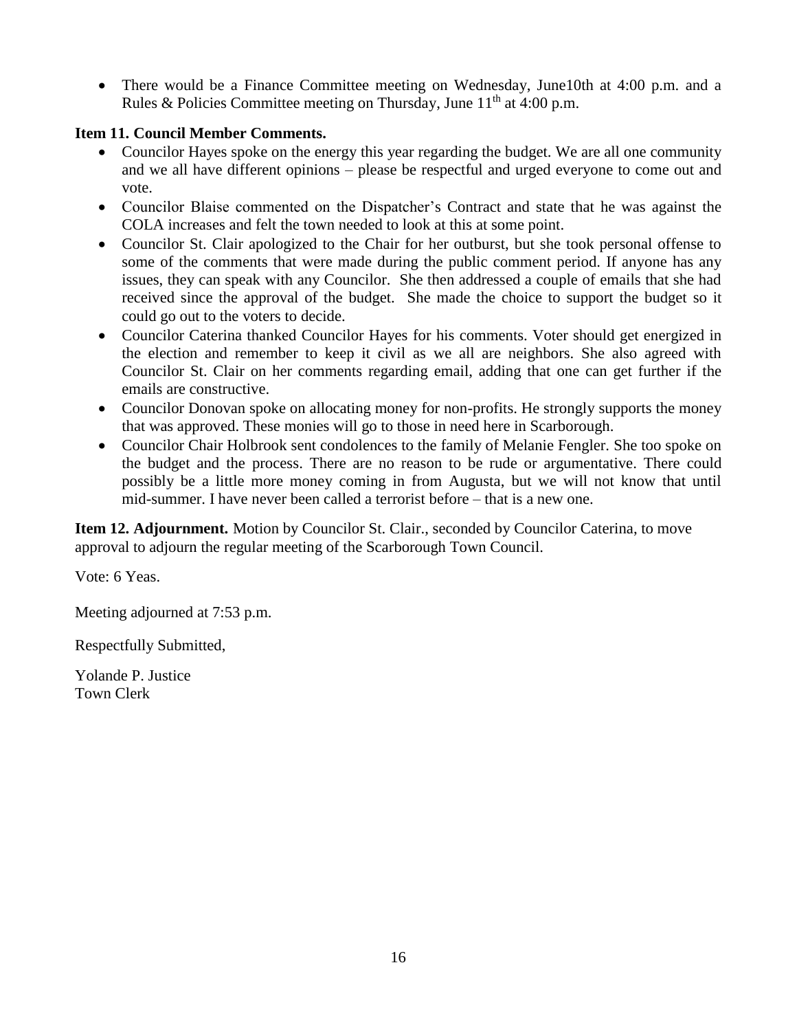- There would be a Finance Committee meeting on Wednesday, June10th at 4:00 p.m. and a Rules & Policies Committee meeting on Thursday, June 11th at 4:00 p.m.

**Item 11. Council Member Comments.**

- Councilor Hayes spoke on the energy this year regarding the budget. We are all one community and we all have different opinions – please be respectful and urged everyone to come out and vote.
- Councilor Blaise commented on the Dispatcher's Contract and state that he was against the COLA increases and felt the town needed to look at this at some point.
- Councilor St. Clair apologized to the Chair for her outburst, but she took personal offense to some of the comments that were made during the public comment period. If anyone has any issues, they can speak with any Councilor. She then addressed a couple of emails that she had received since the approval of the budget. She made the choice to support the budget so it could go out to the voters to decide.
- Councilor Caterina thanked Councilor Hayes for his comments. Voter should get energized in the election and remember to keep it civil as we all are neighbors. She also agreed with Councilor St. Clair on her comments regarding email, adding that one can get further if the emails are constructive.
- Councilor Donovan spoke on allocating money for non-profits. He strongly supports the money that was approved. These monies will go to those in need here in Scarborough.
- Councilor Chair Holbrook sent condolences to the family of Melanie Fengler. She too spoke on the budget and the process. There are no reason to be rude or argumentative. There could possibly be a little more money coming in from Augusta, but we will not know that until mid-summer. I have never been called a terrorist before – that is a new one.

**Item 12. Adjournment.** Motion by Councilor St. Clair., seconded by Councilor Caterina, to move approval to adjourn the regular meeting of the Scarborough Town Council.

Vote: 6 Yeas.

Meeting adjourned at 7:53 p.m.

Respectfully Submitted,

Yolande P. Justice
Town Clerk